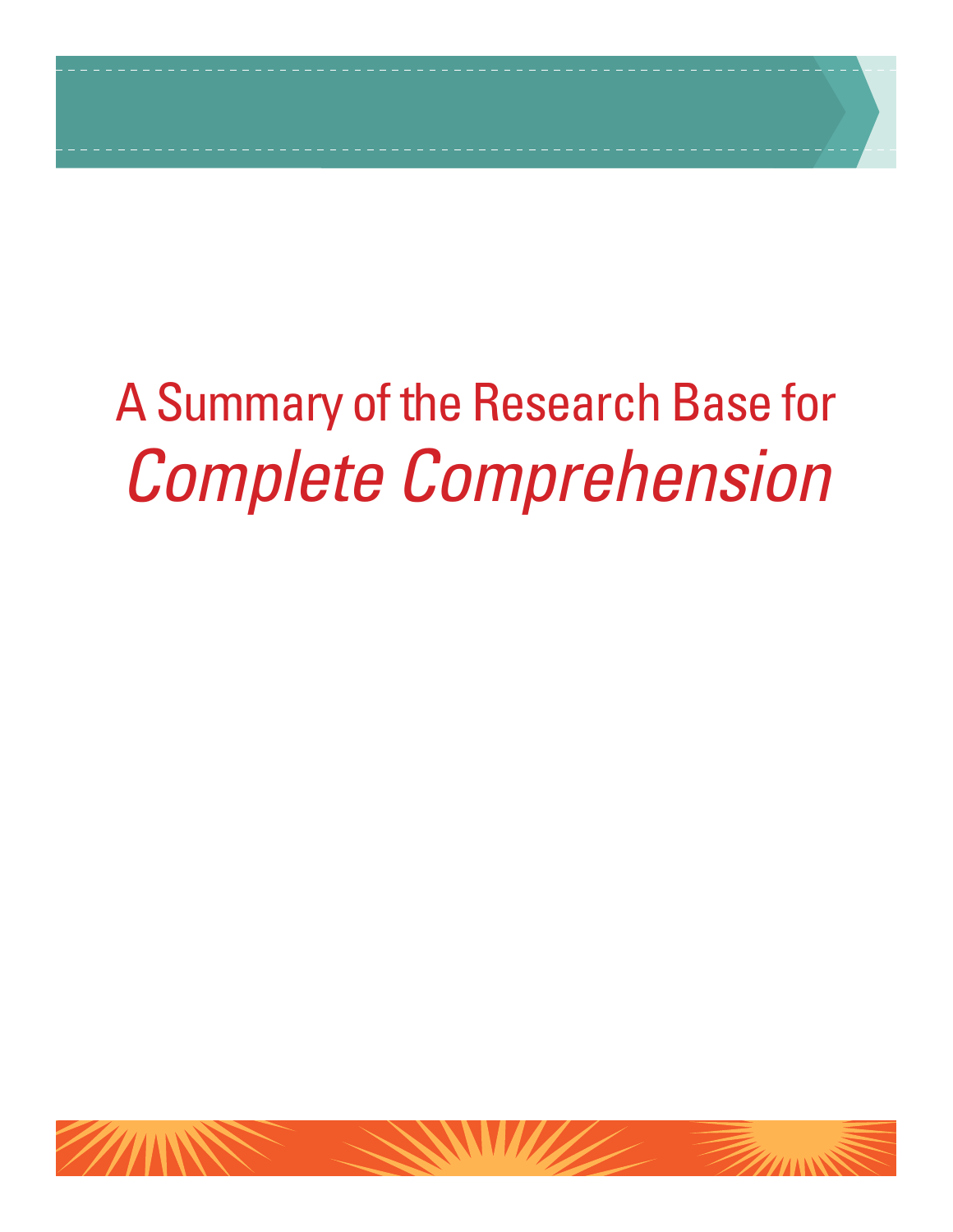# A Summary of the Research Base for *Complete Comprehension*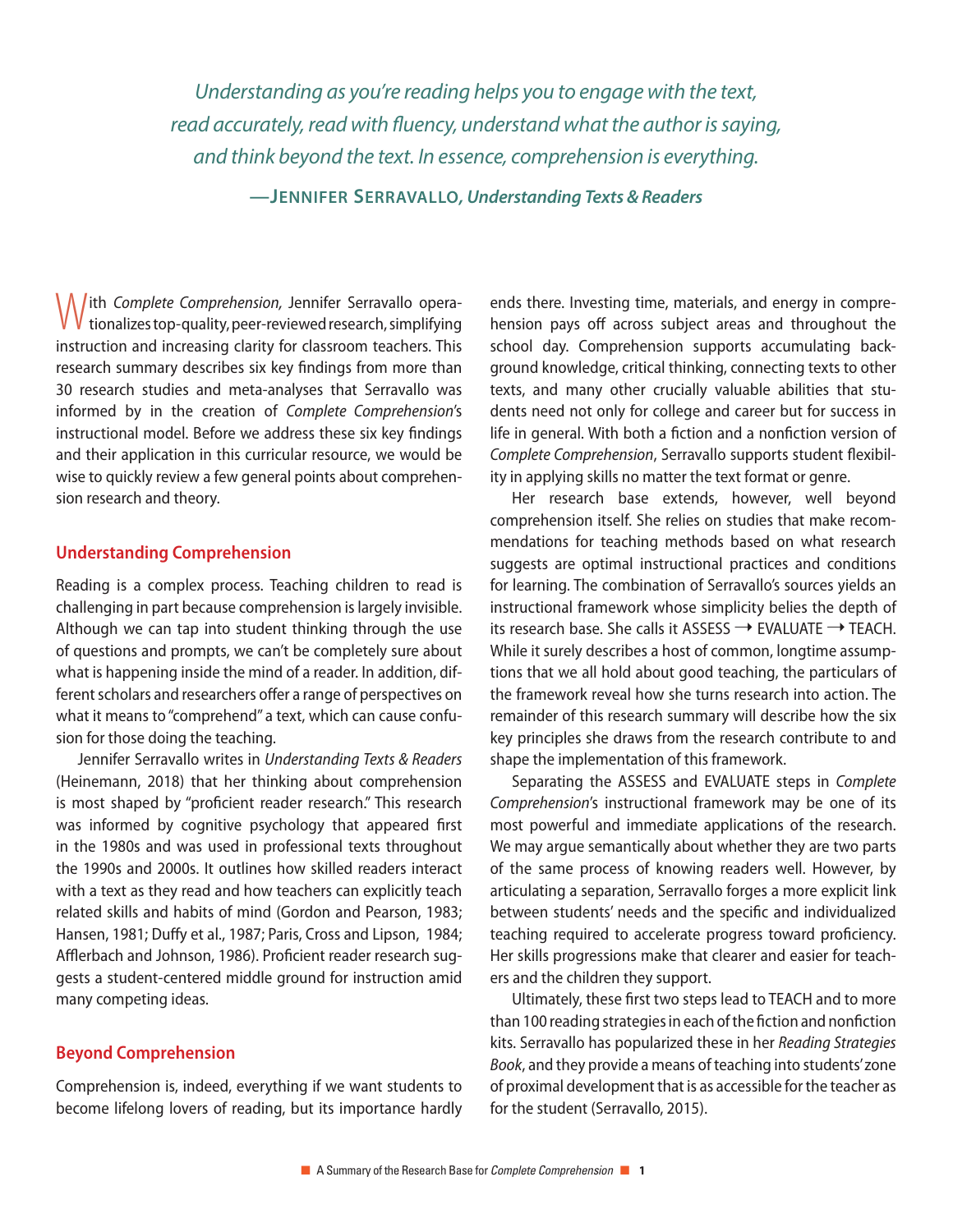*Understanding as you're reading helps you to engage with the text, read accurately, read with fluency, understand what the author is saying, and think beyond the text. In essence, comprehension is everything.*

—**Jennifer Serravallo,** ***Understanding Texts & Readers***

With *Complete Comprehension,* Jennifer Serravallo operationalizes top-quality, peer-reviewed research, simplifying instruction and increasing clarity for classroom teachers. This research summary describes six key findings from more than 30 research studies and meta-analyses that Serravallo was informed by in the creation of *Complete Comprehension*'s instructional model. Before we address these six key findings and their application in this curricular resource, we would be wise to quickly review a few general points about comprehension research and theory.

## Understanding Comprehension

Reading is a complex process. Teaching children to read is challenging in part because comprehension is largely invisible. Although we can tap into student thinking through the use of questions and prompts, we can't be completely sure about what is happening inside the mind of a reader. In addition, different scholars and researchers offer a range of perspectives on what it means to "comprehend" a text, which can cause confusion for those doing the teaching.

Jennifer Serravallo writes in *Understanding Texts & Readers* (Heinemann, 2018) that her thinking about comprehension is most shaped by "proficient reader research." This research was informed by cognitive psychology that appeared first in the 1980s and was used in professional texts throughout the 1990s and 2000s. It outlines how skilled readers interact with a text as they read and how teachers can explicitly teach related skills and habits of mind (Gordon and Pearson, 1983; Hansen, 1981; Duffy et al., 1987; Paris, Cross and Lipson, 1984; Afflerbach and Johnson, 1986). Proficient reader research suggests a student-centered middle ground for instruction amid many competing ideas.

## Beyond Comprehension

Comprehension is, indeed, everything if we want students to become lifelong lovers of reading, but its importance hardly ends there. Investing time, materials, and energy in comprehension pays off across subject areas and throughout the school day. Comprehension supports accumulating background knowledge, critical thinking, connecting texts to other texts, and many other crucially valuable abilities that students need not only for college and career but for success in life in general. With both a fiction and a nonfiction version of *Complete Comprehension*, Serravallo supports student flexibility in applying skills no matter the text format or genre.

Her research base extends, however, well beyond comprehension itself. She relies on studies that make recommendations for teaching methods based on what research suggests are optimal instructional practices and conditions for learning. The combination of Serravallo's sources yields an instructional framework whose simplicity belies the depth of its research base. She calls it ASSESS → EVALUATE → TEACH. While it surely describes a host of common, longtime assumptions that we all hold about good teaching, the particulars of the framework reveal how she turns research into action. The remainder of this research summary will describe how the six key principles she draws from the research contribute to and shape the implementation of this framework.

Separating the ASSESS and EVALUATE steps in *Complete Comprehension*'s instructional framework may be one of its most powerful and immediate applications of the research. We may argue semantically about whether they are two parts of the same process of knowing readers well. However, by articulating a separation, Serravallo forges a more explicit link between students' needs and the specific and individualized teaching required to accelerate progress toward proficiency. Her skills progressions make that clearer and easier for teachers and the children they support.

Ultimately, these first two steps lead to TEACH and to more than 100 reading strategies in each of the fiction and nonfiction kits. Serravallo has popularized these in her *Reading Strategies Book*, and they provide a means of teaching into students' zone of proximal development that is as accessible for the teacher as for the student (Serravallo, 2015).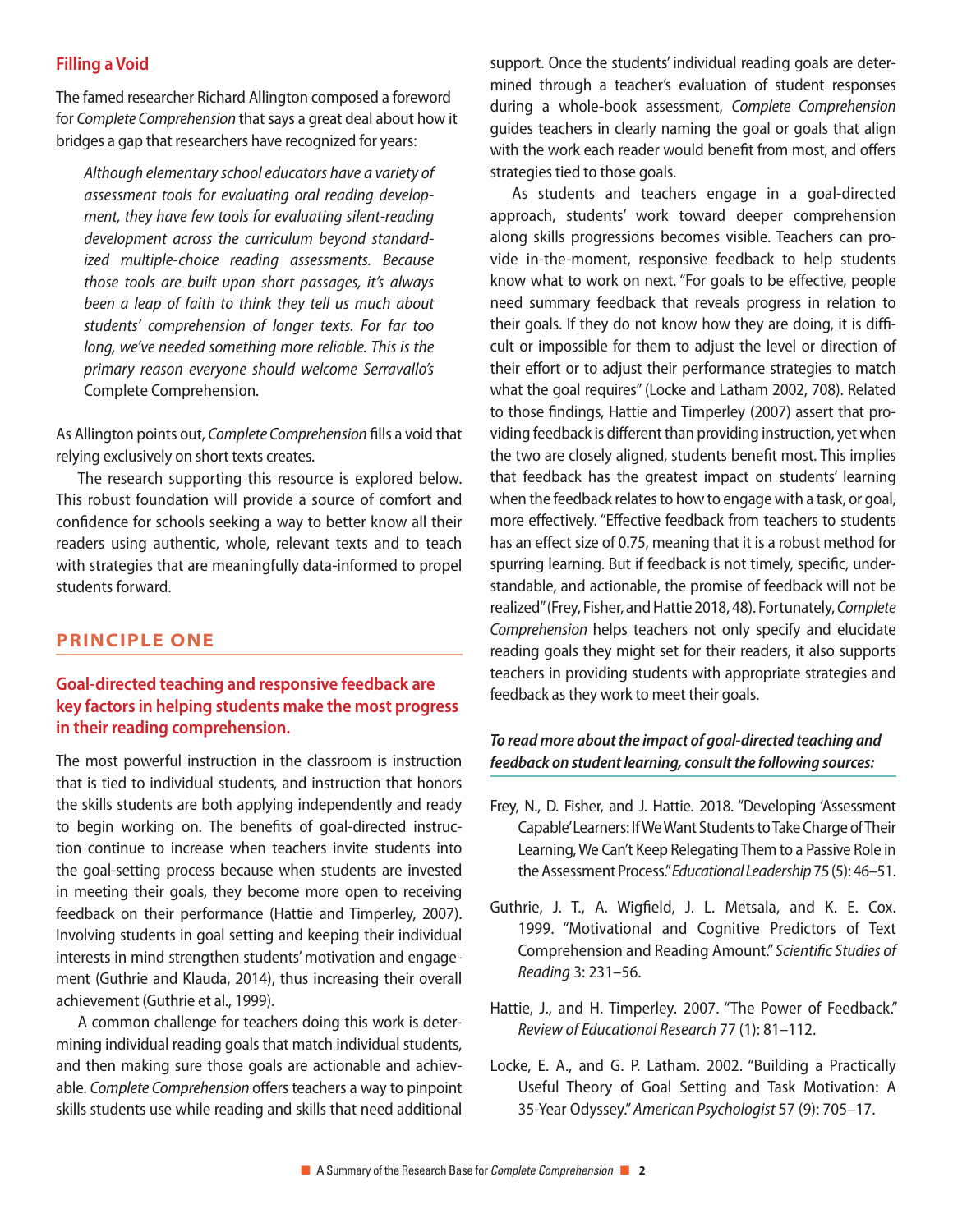## Filling a Void

The famed researcher Richard Allington composed a foreword for *Complete Comprehension* that says a great deal about how it bridges a gap that researchers have recognized for years:

> *Although elementary school educators have a variety of assessment tools for evaluating oral reading development, they have few tools for evaluating silent-reading development across the curriculum beyond standardized multiple-choice reading assessments. Because those tools are built upon short passages, it's always been a leap of faith to think they tell us much about students' comprehension of longer texts. For far too long, we've needed something more reliable. This is the primary reason everyone should welcome Serravallo's* Complete Comprehension.

As Allington points out, *Complete Comprehension* fills a void that relying exclusively on short texts creates.

The research supporting this resource is explored below. This robust foundation will provide a source of comfort and confidence for schools seeking a way to better know all their readers using authentic, whole, relevant texts and to teach with strategies that are meaningfully data-informed to propel students forward.

## PRINCIPLE ONE

### Goal-directed teaching and responsive feedback are key factors in helping students make the most progress in their reading comprehension.

The most powerful instruction in the classroom is instruction that is tied to individual students, and instruction that honors the skills students are both applying independently and ready to begin working on. The benefits of goal-directed instruction continue to increase when teachers invite students into the goal-setting process because when students are invested in meeting their goals, they become more open to receiving feedback on their performance (Hattie and Timperley, 2007). Involving students in goal setting and keeping their individual interests in mind strengthen students' motivation and engagement (Guthrie and Klauda, 2014), thus increasing their overall achievement (Guthrie et al., 1999).

A common challenge for teachers doing this work is determining individual reading goals that match individual students, and then making sure those goals are actionable and achievable. *Complete Comprehension* offers teachers a way to pinpoint skills students use while reading and skills that need additional support. Once the students' individual reading goals are determined through a teacher's evaluation of student responses during a whole-book assessment, *Complete Comprehension* guides teachers in clearly naming the goal or goals that align with the work each reader would benefit from most, and offers strategies tied to those goals.

As students and teachers engage in a goal-directed approach, students' work toward deeper comprehension along skills progressions becomes visible. Teachers can provide in-the-moment, responsive feedback to help students know what to work on next. "For goals to be effective, people need summary feedback that reveals progress in relation to their goals. If they do not know how they are doing, it is difficult or impossible for them to adjust the level or direction of their effort or to adjust their performance strategies to match what the goal requires" (Locke and Latham 2002, 708). Related to those findings, Hattie and Timperley (2007) assert that providing feedback is different than providing instruction, yet when the two are closely aligned, students benefit most. This implies that feedback has the greatest impact on students' learning when the feedback relates to how to engage with a task, or goal, more effectively. "Effective feedback from teachers to students has an effect size of 0.75, meaning that it is a robust method for spurring learning. But if feedback is not timely, specific, understandable, and actionable, the promise of feedback will not be realized" (Frey, Fisher, and Hattie 2018, 48). Fortunately, *Complete Comprehension* helps teachers not only specify and elucidate reading goals they might set for their readers, it also supports teachers in providing students with appropriate strategies and feedback as they work to meet their goals.

***To read more about the impact of goal-directed teaching and feedback on student learning, consult the following sources:***

Frey, N., D. Fisher, and J. Hattie. 2018. "Developing 'Assessment Capable' Learners: If We Want Students to Take Charge of Their Learning, We Can't Keep Relegating Them to a Passive Role in the Assessment Process." *Educational Leadership* 75 (5): 46–51.

Guthrie, J. T., A. Wigfield, J. L. Metsala, and K. E. Cox. 1999. "Motivational and Cognitive Predictors of Text Comprehension and Reading Amount." *Scientific Studies of Reading* 3: 231–56.

Hattie, J., and H. Timperley. 2007. "The Power of Feedback." *Review of Educational Research* 77 (1): 81–112.

Locke, E. A., and G. P. Latham. 2002. "Building a Practically Useful Theory of Goal Setting and Task Motivation: A 35-Year Odyssey." *American Psychologist* 57 (9): 705–17.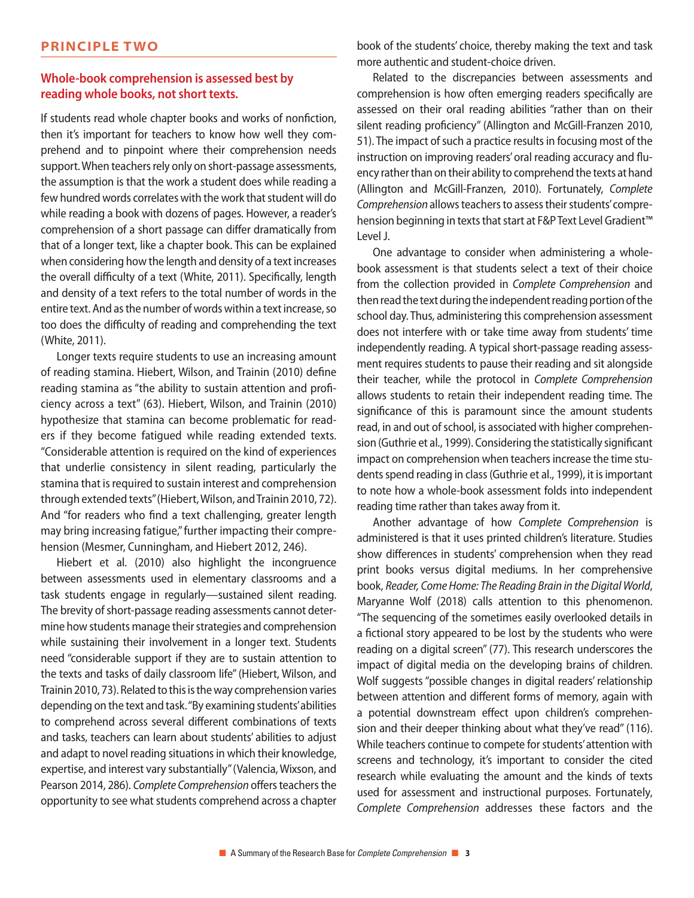## PRINCIPLE TWO

### Whole-book comprehension is assessed best by reading whole books, not short texts.

If students read whole chapter books and works of nonfiction, then it's important for teachers to know how well they comprehend and to pinpoint where their comprehension needs support. When teachers rely only on short-passage assessments, the assumption is that the work a student does while reading a few hundred words correlates with the work that student will do while reading a book with dozens of pages. However, a reader's comprehension of a short passage can differ dramatically from that of a longer text, like a chapter book. This can be explained when considering how the length and density of a text increases the overall difficulty of a text (White, 2011). Specifically, length and density of a text refers to the total number of words in the entire text. And as the number of words within a text increase, so too does the difficulty of reading and comprehending the text (White, 2011).

Longer texts require students to use an increasing amount of reading stamina. Hiebert, Wilson, and Trainin (2010) define reading stamina as "the ability to sustain attention and proficiency across a text" (63). Hiebert, Wilson, and Trainin (2010) hypothesize that stamina can become problematic for readers if they become fatigued while reading extended texts. "Considerable attention is required on the kind of experiences that underlie consistency in silent reading, particularly the stamina that is required to sustain interest and comprehension through extended texts" (Hiebert, Wilson, and Trainin 2010, 72). And "for readers who find a text challenging, greater length may bring increasing fatigue," further impacting their comprehension (Mesmer, Cunningham, and Hiebert 2012, 246).

Hiebert et al. (2010) also highlight the incongruence between assessments used in elementary classrooms and a task students engage in regularly—sustained silent reading. The brevity of short-passage reading assessments cannot determine how students manage their strategies and comprehension while sustaining their involvement in a longer text. Students need "considerable support if they are to sustain attention to the texts and tasks of daily classroom life" (Hiebert, Wilson, and Trainin 2010, 73). Related to this is the way comprehension varies depending on the text and task. "By examining students' abilities to comprehend across several different combinations of texts and tasks, teachers can learn about students' abilities to adjust and adapt to novel reading situations in which their knowledge, expertise, and interest vary substantially" (Valencia, Wixson, and Pearson 2014, 286). *Complete Comprehension* offers teachers the opportunity to see what students comprehend across a chapter book of the students' choice, thereby making the text and task more authentic and student-choice driven.

Related to the discrepancies between assessments and comprehension is how often emerging readers specifically are assessed on their oral reading abilities "rather than on their silent reading proficiency" (Allington and McGill-Franzen 2010, 51). The impact of such a practice results in focusing most of the instruction on improving readers' oral reading accuracy and fluency rather than on their ability to comprehend the texts at hand (Allington and McGill-Franzen, 2010). Fortunately, *Complete Comprehension* allows teachers to assess their students' comprehension beginning in texts that start at F&P Text Level Gradient™ Level J.

One advantage to consider when administering a whole-book assessment is that students select a text of their choice from the collection provided in *Complete Comprehension* and then read the text during the independent reading portion of the school day. Thus, administering this comprehension assessment does not interfere with or take time away from students' time independently reading. A typical short-passage reading assessment requires students to pause their reading and sit alongside their teacher, while the protocol in *Complete Comprehension* allows students to retain their independent reading time. The significance of this is paramount since the amount students read, in and out of school, is associated with higher comprehension (Guthrie et al., 1999). Considering the statistically significant impact on comprehension when teachers increase the time students spend reading in class (Guthrie et al., 1999), it is important to note how a whole-book assessment folds into independent reading time rather than takes away from it.

Another advantage of how *Complete Comprehension* is administered is that it uses printed children's literature. Studies show differences in students' comprehension when they read print books versus digital mediums. In her comprehensive book, *Reader, Come Home: The Reading Brain in the Digital World*, Maryanne Wolf (2018) calls attention to this phenomenon. "The sequencing of the sometimes easily overlooked details in a fictional story appeared to be lost by the students who were reading on a digital screen" (77). This research underscores the impact of digital media on the developing brains of children. Wolf suggests "possible changes in digital readers' relationship between attention and different forms of memory, again with a potential downstream effect upon children's comprehension and their deeper thinking about what they've read" (116). While teachers continue to compete for students' attention with screens and technology, it's important to consider the cited research while evaluating the amount and the kinds of texts used for assessment and instructional purposes. Fortunately, *Complete Comprehension* addresses these factors and the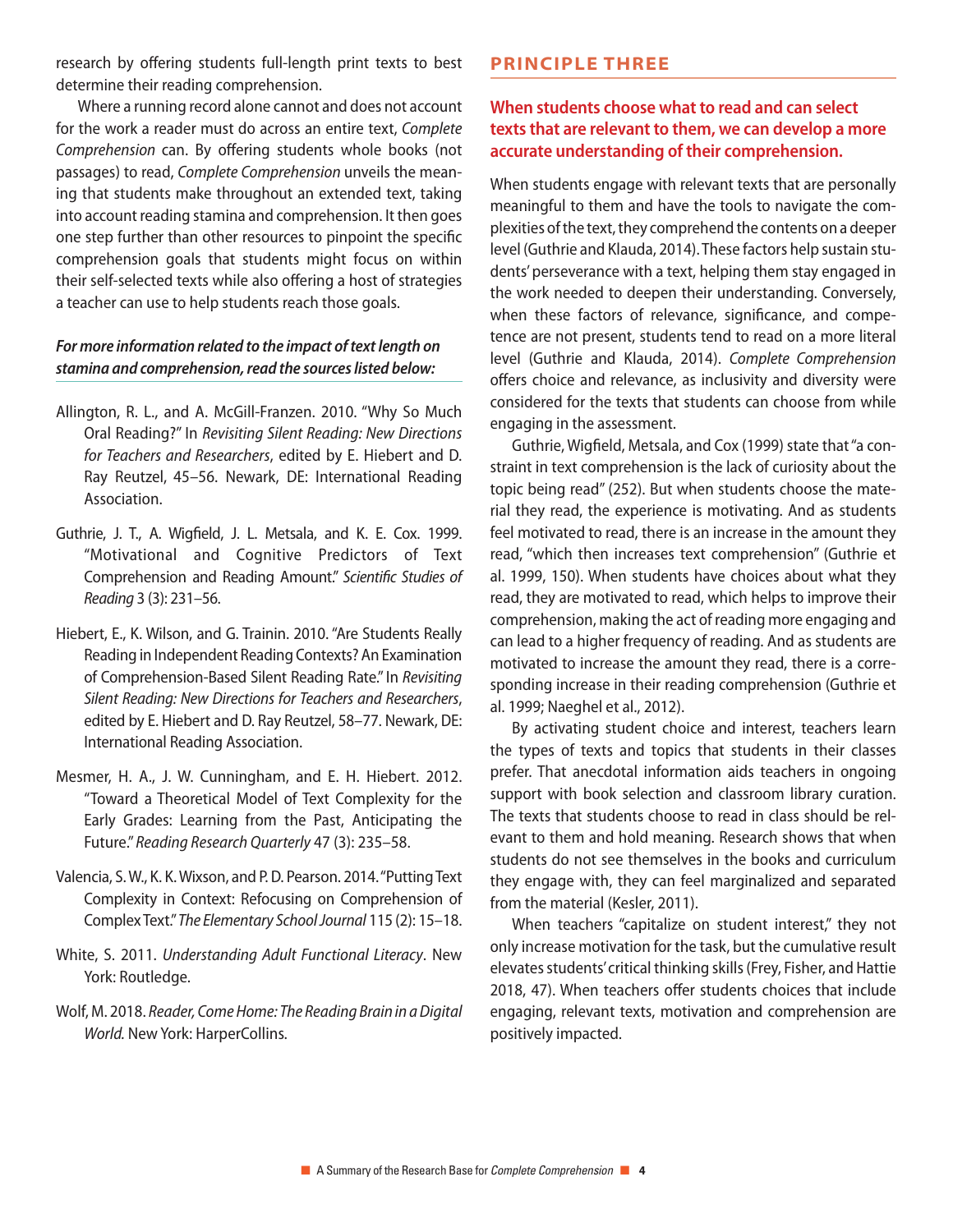research by offering students full-length print texts to best determine their reading comprehension.

Where a running record alone cannot and does not account for the work a reader must do across an entire text, *Complete Comprehension* can. By offering students whole books (not passages) to read, *Complete Comprehension* unveils the meaning that students make throughout an extended text, taking into account reading stamina and comprehension. It then goes one step further than other resources to pinpoint the specific comprehension goals that students might focus on within their self-selected texts while also offering a host of strategies a teacher can use to help students reach those goals.

***For more information related to the impact of text length on stamina and comprehension, read the sources listed below:***

Allington, R. L., and A. McGill-Franzen. 2010. "Why So Much Oral Reading?" In *Revisiting Silent Reading: New Directions for Teachers and Researchers*, edited by E. Hiebert and D. Ray Reutzel, 45–56. Newark, DE: International Reading Association.

Guthrie, J. T., A. Wigfield, J. L. Metsala, and K. E. Cox. 1999. "Motivational and Cognitive Predictors of Text Comprehension and Reading Amount." *Scientific Studies of Reading* 3 (3): 231–56.

Hiebert, E., K. Wilson, and G. Trainin. 2010. "Are Students Really Reading in Independent Reading Contexts? An Examination of Comprehension-Based Silent Reading Rate." In *Revisiting Silent Reading: New Directions for Teachers and Researchers*, edited by E. Hiebert and D. Ray Reutzel, 58–77. Newark, DE: International Reading Association.

Mesmer, H. A., J. W. Cunningham, and E. H. Hiebert. 2012. "Toward a Theoretical Model of Text Complexity for the Early Grades: Learning from the Past, Anticipating the Future." *Reading Research Quarterly* 47 (3): 235–58.

Valencia, S. W., K. K. Wixson, and P. D. Pearson. 2014. "Putting Text Complexity in Context: Refocusing on Comprehension of Complex Text." *The Elementary School Journal* 115 (2): 15–18.

White, S. 2011. *Understanding Adult Functional Literacy*. New York: Routledge.

Wolf, M. 2018. *Reader, Come Home: The Reading Brain in a Digital World.* New York: HarperCollins.

## PRINCIPLE THREE

### When students choose what to read and can select texts that are relevant to them, we can develop a more accurate understanding of their comprehension.

When students engage with relevant texts that are personally meaningful to them and have the tools to navigate the complexities of the text, they comprehend the contents on a deeper level (Guthrie and Klauda, 2014). These factors help sustain students' perseverance with a text, helping them stay engaged in the work needed to deepen their understanding. Conversely, when these factors of relevance, significance, and competence are not present, students tend to read on a more literal level (Guthrie and Klauda, 2014). *Complete Comprehension* offers choice and relevance, as inclusivity and diversity were considered for the texts that students can choose from while engaging in the assessment.

Guthrie, Wigfield, Metsala, and Cox (1999) state that "a constraint in text comprehension is the lack of curiosity about the topic being read" (252). But when students choose the material they read, the experience is motivating. And as students feel motivated to read, there is an increase in the amount they read, "which then increases text comprehension" (Guthrie et al. 1999, 150). When students have choices about what they read, they are motivated to read, which helps to improve their comprehension, making the act of reading more engaging and can lead to a higher frequency of reading. And as students are motivated to increase the amount they read, there is a corresponding increase in their reading comprehension (Guthrie et al. 1999; Naeghel et al., 2012).

By activating student choice and interest, teachers learn the types of texts and topics that students in their classes prefer. That anecdotal information aids teachers in ongoing support with book selection and classroom library curation. The texts that students choose to read in class should be relevant to them and hold meaning. Research shows that when students do not see themselves in the books and curriculum they engage with, they can feel marginalized and separated from the material (Kesler, 2011).

When teachers "capitalize on student interest," they not only increase motivation for the task, but the cumulative result elevates students' critical thinking skills (Frey, Fisher, and Hattie 2018, 47). When teachers offer students choices that include engaging, relevant texts, motivation and comprehension are positively impacted.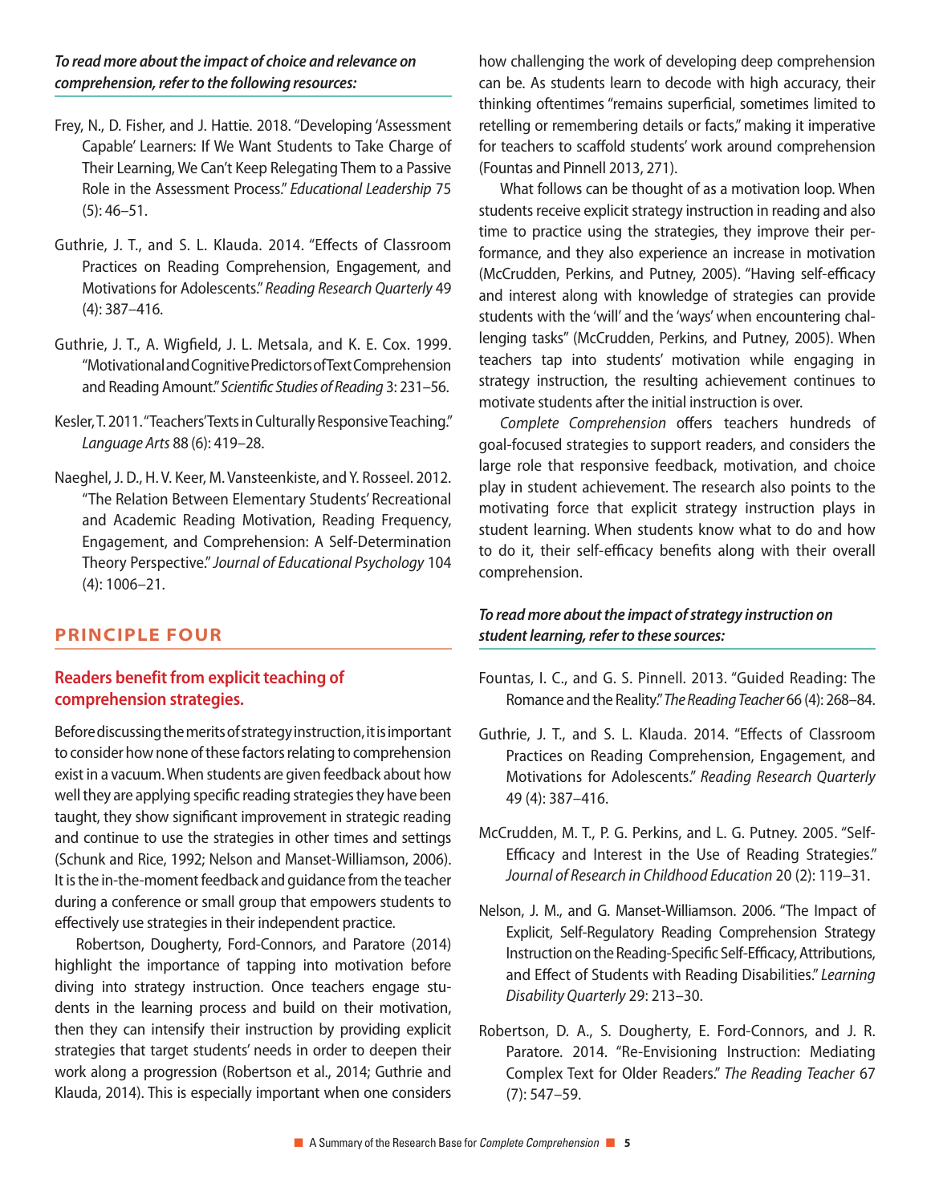***To read more about the impact of choice and relevance on comprehension, refer to the following resources:***

Frey, N., D. Fisher, and J. Hattie. 2018. "Developing 'Assessment Capable' Learners: If We Want Students to Take Charge of Their Learning, We Can't Keep Relegating Them to a Passive Role in the Assessment Process." *Educational Leadership* 75 (5): 46–51.

Guthrie, J. T., and S. L. Klauda. 2014. "Effects of Classroom Practices on Reading Comprehension, Engagement, and Motivations for Adolescents." *Reading Research Quarterly* 49 (4): 387–416.

Guthrie, J. T., A. Wigfield, J. L. Metsala, and K. E. Cox. 1999. "Motivational and Cognitive Predictors of Text Comprehension and Reading Amount." *Scientific Studies of Reading* 3: 231–56.

Kesler, T. 2011. "Teachers' Texts in Culturally Responsive Teaching." *Language Arts* 88 (6): 419–28.

Naeghel, J. D., H. V. Keer, M. Vansteenkiste, and Y. Rosseel. 2012. "The Relation Between Elementary Students' Recreational and Academic Reading Motivation, Reading Frequency, Engagement, and Comprehension: A Self-Determination Theory Perspective." *Journal of Educational Psychology* 104 (4): 1006–21.

## PRINCIPLE FOUR

### Readers benefit from explicit teaching of comprehension strategies.

Before discussing the merits of strategy instruction, it is important to consider how none of these factors relating to comprehension exist in a vacuum. When students are given feedback about how well they are applying specific reading strategies they have been taught, they show significant improvement in strategic reading and continue to use the strategies in other times and settings (Schunk and Rice, 1992; Nelson and Manset-Williamson, 2006). It is the in-the-moment feedback and guidance from the teacher during a conference or small group that empowers students to effectively use strategies in their independent practice.

Robertson, Dougherty, Ford-Connors, and Paratore (2014) highlight the importance of tapping into motivation before diving into strategy instruction. Once teachers engage students in the learning process and build on their motivation, then they can intensify their instruction by providing explicit strategies that target students' needs in order to deepen their work along a progression (Robertson et al., 2014; Guthrie and Klauda, 2014). This is especially important when one considers how challenging the work of developing deep comprehension can be. As students learn to decode with high accuracy, their thinking oftentimes "remains superficial, sometimes limited to retelling or remembering details or facts," making it imperative for teachers to scaffold students' work around comprehension (Fountas and Pinnell 2013, 271).

What follows can be thought of as a motivation loop. When students receive explicit strategy instruction in reading and also time to practice using the strategies, they improve their performance, and they also experience an increase in motivation (McCrudden, Perkins, and Putney, 2005). "Having self-efficacy and interest along with knowledge of strategies can provide students with the 'will' and the 'ways' when encountering challenging tasks" (McCrudden, Perkins, and Putney, 2005). When teachers tap into students' motivation while engaging in strategy instruction, the resulting achievement continues to motivate students after the initial instruction is over.

*Complete Comprehension* offers teachers hundreds of goal-focused strategies to support readers, and considers the large role that responsive feedback, motivation, and choice play in student achievement. The research also points to the motivating force that explicit strategy instruction plays in student learning. When students know what to do and how to do it, their self-efficacy benefits along with their overall comprehension.

***To read more about the impact of strategy instruction on student learning, refer to these sources:***

Fountas, I. C., and G. S. Pinnell. 2013. "Guided Reading: The Romance and the Reality." *The Reading Teacher* 66 (4): 268–84.

Guthrie, J. T., and S. L. Klauda. 2014. "Effects of Classroom Practices on Reading Comprehension, Engagement, and Motivations for Adolescents." *Reading Research Quarterly* 49 (4): 387–416.

McCrudden, M. T., P. G. Perkins, and L. G. Putney. 2005. "Self-Efficacy and Interest in the Use of Reading Strategies." *Journal of Research in Childhood Education* 20 (2): 119–31.

Nelson, J. M., and G. Manset-Williamson. 2006. "The Impact of Explicit, Self-Regulatory Reading Comprehension Strategy Instruction on the Reading-Specific Self-Efficacy, Attributions, and Effect of Students with Reading Disabilities." *Learning Disability Quarterly* 29: 213–30.

Robertson, D. A., S. Dougherty, E. Ford-Connors, and J. R. Paratore. 2014. "Re-Envisioning Instruction: Mediating Complex Text for Older Readers." *The Reading Teacher* 67 (7): 547–59.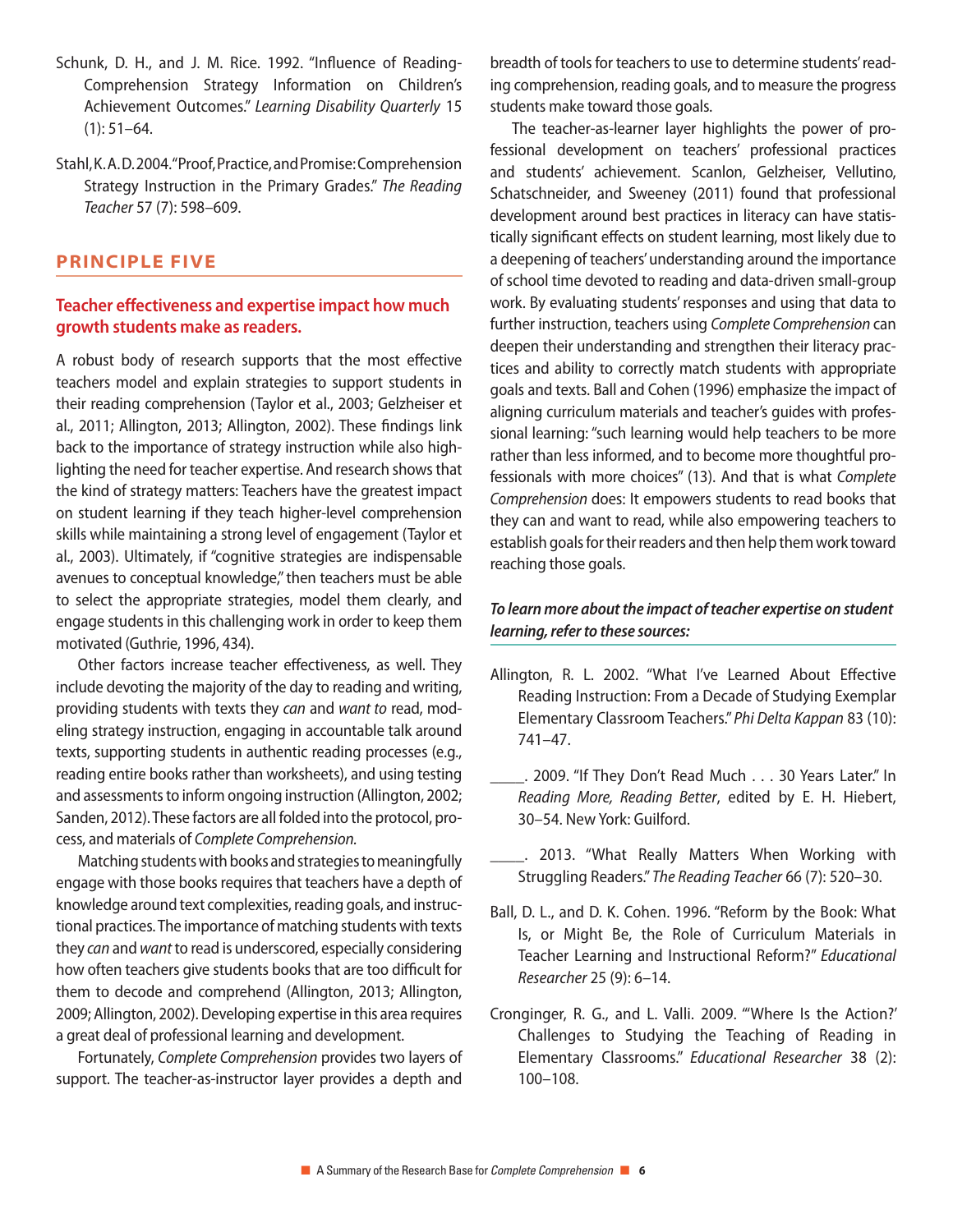Schunk, D. H., and J. M. Rice. 1992. "Influence of Reading-Comprehension Strategy Information on Children's Achievement Outcomes." *Learning Disability Quarterly* 15 (1): 51–64.

Stahl, K. A. D. 2004. "Proof, Practice, and Promise: Comprehension Strategy Instruction in the Primary Grades." *The Reading Teacher* 57 (7): 598–609.

## PRINCIPLE FIVE

### Teacher effectiveness and expertise impact how much growth students make as readers.

A robust body of research supports that the most effective teachers model and explain strategies to support students in their reading comprehension (Taylor et al., 2003; Gelzheiser et al., 2011; Allington, 2013; Allington, 2002). These findings link back to the importance of strategy instruction while also highlighting the need for teacher expertise. And research shows that the kind of strategy matters: Teachers have the greatest impact on student learning if they teach higher-level comprehension skills while maintaining a strong level of engagement (Taylor et al., 2003). Ultimately, if "cognitive strategies are indispensable avenues to conceptual knowledge," then teachers must be able to select the appropriate strategies, model them clearly, and engage students in this challenging work in order to keep them motivated (Guthrie, 1996, 434).

Other factors increase teacher effectiveness, as well. They include devoting the majority of the day to reading and writing, providing students with texts they *can* and *want to* read, modeling strategy instruction, engaging in accountable talk around texts, supporting students in authentic reading processes (e.g., reading entire books rather than worksheets), and using testing and assessments to inform ongoing instruction (Allington, 2002; Sanden, 2012). These factors are all folded into the protocol, process, and materials of *Complete Comprehension.*

Matching students with books and strategies to meaningfully engage with those books requires that teachers have a depth of knowledge around text complexities, reading goals, and instructional practices. The importance of matching students with texts they *can* and *want* to read is underscored, especially considering how often teachers give students books that are too difficult for them to decode and comprehend (Allington, 2013; Allington, 2009; Allington, 2002). Developing expertise in this area requires a great deal of professional learning and development.

Fortunately, *Complete Comprehension* provides two layers of support. The teacher-as-instructor layer provides a depth and breadth of tools for teachers to use to determine students' reading comprehension, reading goals, and to measure the progress students make toward those goals.

The teacher-as-learner layer highlights the power of professional development on teachers' professional practices and students' achievement. Scanlon, Gelzheiser, Vellutino, Schatschneider, and Sweeney (2011) found that professional development around best practices in literacy can have statistically significant effects on student learning, most likely due to a deepening of teachers' understanding around the importance of school time devoted to reading and data-driven small-group work. By evaluating students' responses and using that data to further instruction, teachers using *Complete Comprehension* can deepen their understanding and strengthen their literacy practices and ability to correctly match students with appropriate goals and texts. Ball and Cohen (1996) emphasize the impact of aligning curriculum materials and teacher's guides with professional learning: "such learning would help teachers to be more rather than less informed, and to become more thoughtful professionals with more choices" (13). And that is what *Complete Comprehension* does: It empowers students to read books that they can and want to read, while also empowering teachers to establish goals for their readers and then help them work toward reaching those goals.

***To learn more about the impact of teacher expertise on student learning, refer to these sources:***

Allington, R. L. 2002. "What I've Learned About Effective Reading Instruction: From a Decade of Studying Exemplar Elementary Classroom Teachers." *Phi Delta Kappan* 83 (10): 741–47.

\_\_\_\_\_. 2009. "If They Don't Read Much . . . 30 Years Later." In *Reading More, Reading Better*, edited by E. H. Hiebert, 30–54. New York: Guilford.

\_\_\_\_\_. 2013. "What Really Matters When Working with Struggling Readers." *The Reading Teacher* 66 (7): 520–30.

Ball, D. L., and D. K. Cohen. 1996. "Reform by the Book: What Is, or Might Be, the Role of Curriculum Materials in Teacher Learning and Instructional Reform?" *Educational Researcher* 25 (9): 6–14.

Cronginger, R. G., and L. Valli. 2009. "'Where Is the Action?' Challenges to Studying the Teaching of Reading in Elementary Classrooms." *Educational Researcher* 38 (2): 100–108.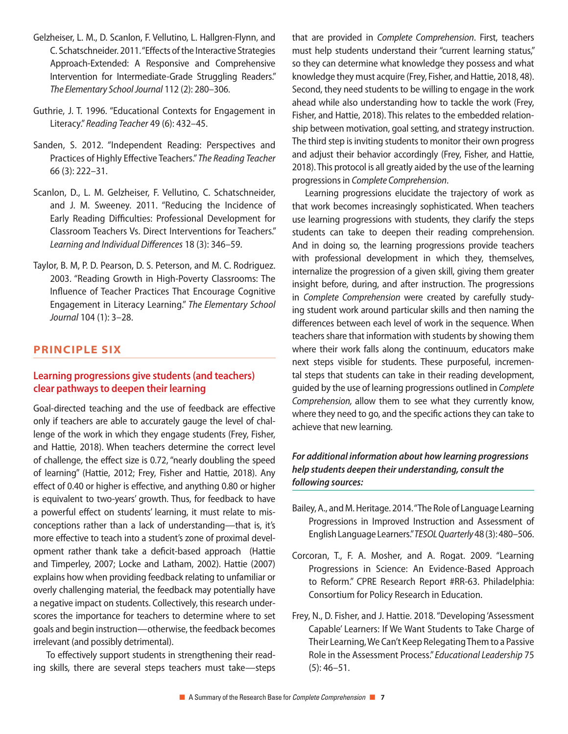Gelzheiser, L. M., D. Scanlon, F. Vellutino, L. Hallgren-Flynn, and C. Schatschneider. 2011. "Effects of the Interactive Strategies Approach-Extended: A Responsive and Comprehensive Intervention for Intermediate-Grade Struggling Readers." *The Elementary School Journal* 112 (2): 280–306.

Guthrie, J. T. 1996. "Educational Contexts for Engagement in Literacy." *Reading Teacher* 49 (6): 432–45.

Sanden, S. 2012. "Independent Reading: Perspectives and Practices of Highly Effective Teachers." *The Reading Teacher* 66 (3): 222–31.

Scanlon, D., L. M. Gelzheiser, F. Vellutino, C. Schatschneider, and J. M. Sweeney. 2011. "Reducing the Incidence of Early Reading Difficulties: Professional Development for Classroom Teachers Vs. Direct Interventions for Teachers." *Learning and Individual Differences* 18 (3): 346–59.

Taylor, B. M, P. D. Pearson, D. S. Peterson, and M. C. Rodriguez. 2003. "Reading Growth in High-Poverty Classrooms: The Influence of Teacher Practices That Encourage Cognitive Engagement in Literacy Learning." *The Elementary School Journal* 104 (1): 3–28.

## PRINCIPLE SIX

### Learning progressions give students (and teachers) clear pathways to deepen their learning

Goal-directed teaching and the use of feedback are effective only if teachers are able to accurately gauge the level of challenge of the work in which they engage students (Frey, Fisher, and Hattie, 2018). When teachers determine the correct level of challenge, the effect size is 0.72, "nearly doubling the speed of learning" (Hattie, 2012; Frey, Fisher and Hattie, 2018). Any effect of 0.40 or higher is effective, and anything 0.80 or higher is equivalent to two-years' growth. Thus, for feedback to have a powerful effect on students' learning, it must relate to misconceptions rather than a lack of understanding—that is, it's more effective to teach into a student's zone of proximal development rather thank take a deficit-based approach (Hattie and Timperley, 2007; Locke and Latham, 2002). Hattie (2007) explains how when providing feedback relating to unfamiliar or overly challenging material, the feedback may potentially have a negative impact on students. Collectively, this research underscores the importance for teachers to determine where to set goals and begin instruction—otherwise, the feedback becomes irrelevant (and possibly detrimental).

To effectively support students in strengthening their reading skills, there are several steps teachers must take—steps that are provided in *Complete Comprehension*. First, teachers must help students understand their "current learning status," so they can determine what knowledge they possess and what knowledge they must acquire (Frey, Fisher, and Hattie, 2018, 48). Second, they need students to be willing to engage in the work ahead while also understanding how to tackle the work (Frey, Fisher, and Hattie, 2018). This relates to the embedded relationship between motivation, goal setting, and strategy instruction. The third step is inviting students to monitor their own progress and adjust their behavior accordingly (Frey, Fisher, and Hattie, 2018). This protocol is all greatly aided by the use of the learning progressions in *Complete Comprehension*.

Learning progressions elucidate the trajectory of work as that work becomes increasingly sophisticated. When teachers use learning progressions with students, they clarify the steps students can take to deepen their reading comprehension. And in doing so, the learning progressions provide teachers with professional development in which they, themselves, internalize the progression of a given skill, giving them greater insight before, during, and after instruction. The progressions in *Complete Comprehension* were created by carefully studying student work around particular skills and then naming the differences between each level of work in the sequence. When teachers share that information with students by showing them where their work falls along the continuum, educators make next steps visible for students. These purposeful, incremental steps that students can take in their reading development, guided by the use of learning progressions outlined in *Complete Comprehension,* allow them to see what they currently know, where they need to go, and the specific actions they can take to achieve that new learning.

***For additional information about how learning progressions help students deepen their understanding, consult the following sources:***

Bailey, A., and M. Heritage. 2014. "The Role of Language Learning Progressions in Improved Instruction and Assessment of English Language Learners." *TESOL Quarterly* 48 (3): 480–506.

Corcoran, T., F. A. Mosher, and A. Rogat. 2009. "Learning Progressions in Science: An Evidence-Based Approach to Reform." CPRE Research Report #RR-63. Philadelphia: Consortium for Policy Research in Education.

Frey, N., D. Fisher, and J. Hattie. 2018. "Developing 'Assessment Capable' Learners: If We Want Students to Take Charge of Their Learning, We Can't Keep Relegating Them to a Passive Role in the Assessment Process." *Educational Leadership* 75 (5): 46–51.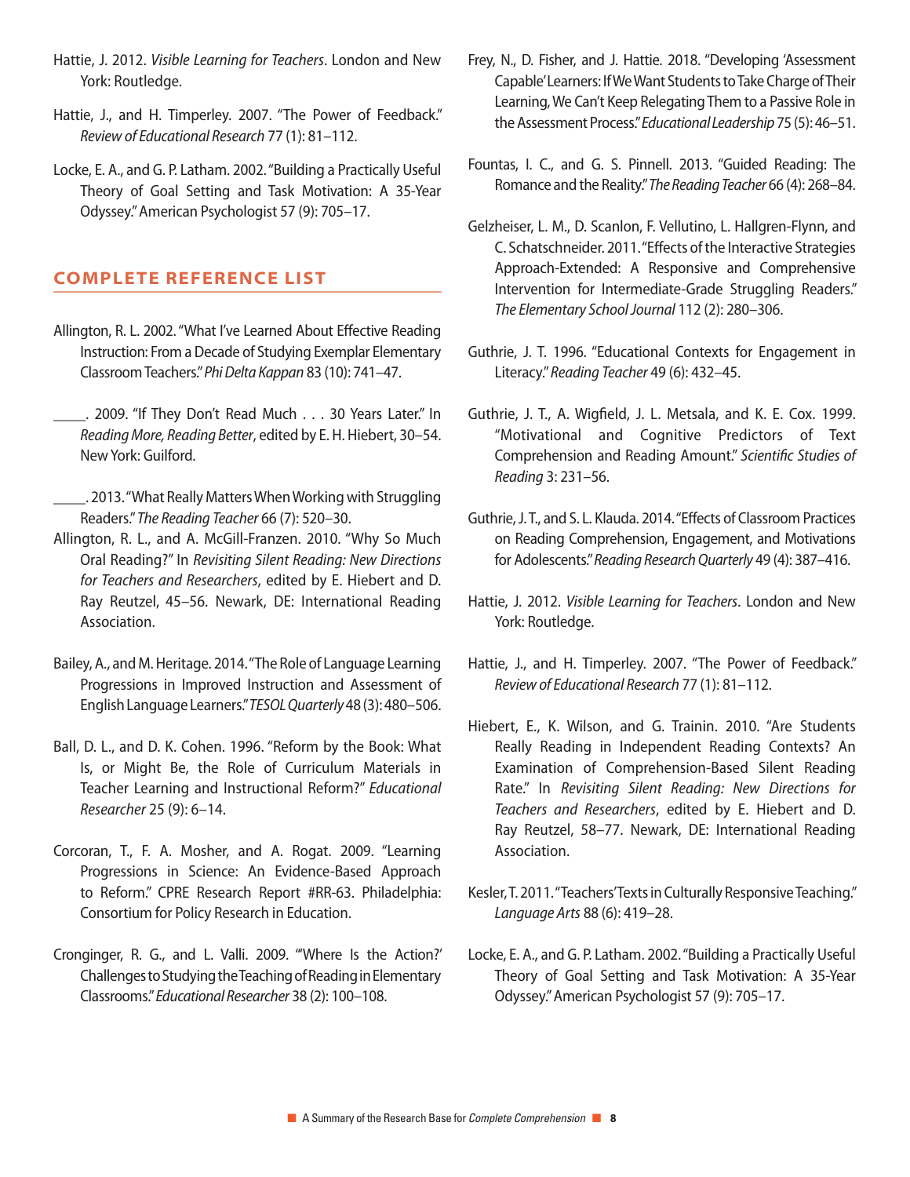Hattie, J. 2012. *Visible Learning for Teachers*. London and New York: Routledge.

Hattie, J., and H. Timperley. 2007. "The Power of Feedback." *Review of Educational Research* 77 (1): 81–112.

Locke, E. A., and G. P. Latham. 2002. "Building a Practically Useful Theory of Goal Setting and Task Motivation: A 35-Year Odyssey." American Psychologist 57 (9): 705–17.

## COMPLETE REFERENCE LIST

Allington, R. L. 2002. "What I've Learned About Effective Reading Instruction: From a Decade of Studying Exemplar Elementary Classroom Teachers." *Phi Delta Kappan* 83 (10): 741–47.

_____. 2009. "If They Don't Read Much . . . 30 Years Later." In *Reading More, Reading Better*, edited by E. H. Hiebert, 30–54. New York: Guilford.

_____. 2013. "What Really Matters When Working with Struggling Readers." *The Reading Teacher* 66 (7): 520–30.

Allington, R. L., and A. McGill-Franzen. 2010. "Why So Much Oral Reading?" In *Revisiting Silent Reading: New Directions for Teachers and Researchers*, edited by E. Hiebert and D. Ray Reutzel, 45–56. Newark, DE: International Reading Association.

Bailey, A., and M. Heritage. 2014. "The Role of Language Learning Progressions in Improved Instruction and Assessment of English Language Learners." *TESOL Quarterly* 48 (3): 480–506.

Ball, D. L., and D. K. Cohen. 1996. "Reform by the Book: What Is, or Might Be, the Role of Curriculum Materials in Teacher Learning and Instructional Reform?" *Educational Researcher* 25 (9): 6–14.

Corcoran, T., F. A. Mosher, and A. Rogat. 2009. "Learning Progressions in Science: An Evidence-Based Approach to Reform." CPRE Research Report #RR-63. Philadelphia: Consortium for Policy Research in Education.

Cronginger, R. G., and L. Valli. 2009. "'Where Is the Action?' Challenges to Studying the Teaching of Reading in Elementary Classrooms." *Educational Researcher* 38 (2): 100–108.

Frey, N., D. Fisher, and J. Hattie. 2018. "Developing 'Assessment Capable' Learners: If We Want Students to Take Charge of Their Learning, We Can't Keep Relegating Them to a Passive Role in the Assessment Process." *Educational Leadership* 75 (5): 46–51.

Fountas, I. C., and G. S. Pinnell. 2013. "Guided Reading: The Romance and the Reality." *The Reading Teacher* 66 (4): 268–84.

Gelzheiser, L. M., D. Scanlon, F. Vellutino, L. Hallgren-Flynn, and C. Schatschneider. 2011. "Effects of the Interactive Strategies Approach-Extended: A Responsive and Comprehensive Intervention for Intermediate-Grade Struggling Readers." *The Elementary School Journal* 112 (2): 280–306.

Guthrie, J. T. 1996. "Educational Contexts for Engagement in Literacy." *Reading Teacher* 49 (6): 432–45.

Guthrie, J. T., A. Wigfield, J. L. Metsala, and K. E. Cox. 1999. "Motivational and Cognitive Predictors of Text Comprehension and Reading Amount." *Scientific Studies of Reading* 3: 231–56.

Guthrie, J. T., and S. L. Klauda. 2014. "Effects of Classroom Practices on Reading Comprehension, Engagement, and Motivations for Adolescents." *Reading Research Quarterly* 49 (4): 387–416.

Hattie, J. 2012. *Visible Learning for Teachers*. London and New York: Routledge.

Hattie, J., and H. Timperley. 2007. "The Power of Feedback." *Review of Educational Research* 77 (1): 81–112.

Hiebert, E., K. Wilson, and G. Trainin. 2010. "Are Students Really Reading in Independent Reading Contexts? An Examination of Comprehension-Based Silent Reading Rate." In *Revisiting Silent Reading: New Directions for Teachers and Researchers*, edited by E. Hiebert and D. Ray Reutzel, 58–77. Newark, DE: International Reading Association.

Kesler, T. 2011. "Teachers' Texts in Culturally Responsive Teaching." *Language Arts* 88 (6): 419–28.

Locke, E. A., and G. P. Latham. 2002. "Building a Practically Useful Theory of Goal Setting and Task Motivation: A 35-Year Odyssey." American Psychologist 57 (9): 705–17.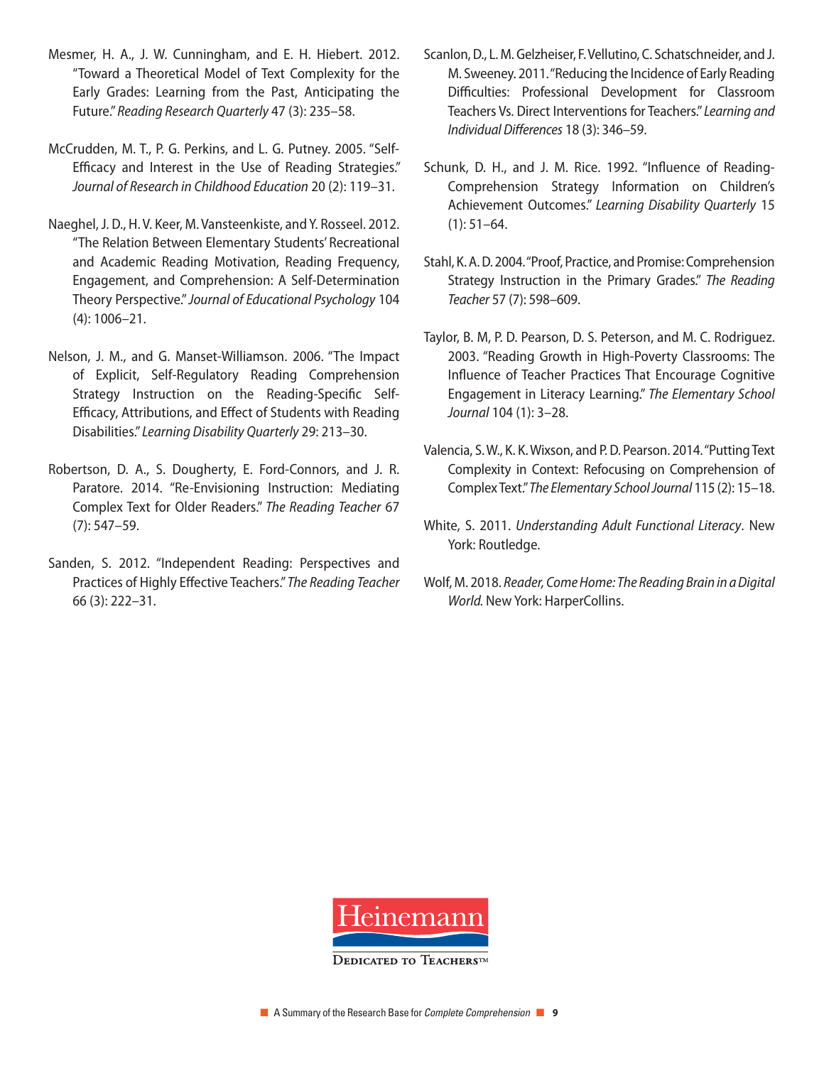Mesmer, H. A., J. W. Cunningham, and E. H. Hiebert. 2012. "Toward a Theoretical Model of Text Complexity for the Early Grades: Learning from the Past, Anticipating the Future." *Reading Research Quarterly* 47 (3): 235–58.

McCrudden, M. T., P. G. Perkins, and L. G. Putney. 2005. "Self-Efficacy and Interest in the Use of Reading Strategies." *Journal of Research in Childhood Education* 20 (2): 119–31.

Naeghel, J. D., H. V. Keer, M. Vansteenkiste, and Y. Rosseel. 2012. "The Relation Between Elementary Students' Recreational and Academic Reading Motivation, Reading Frequency, Engagement, and Comprehension: A Self-Determination Theory Perspective." *Journal of Educational Psychology* 104 (4): 1006–21.

Nelson, J. M., and G. Manset-Williamson. 2006. "The Impact of Explicit, Self-Regulatory Reading Comprehension Strategy Instruction on the Reading-Specific Self-Efficacy, Attributions, and Effect of Students with Reading Disabilities." *Learning Disability Quarterly* 29: 213–30.

Robertson, D. A., S. Dougherty, E. Ford-Connors, and J. R. Paratore. 2014. "Re-Envisioning Instruction: Mediating Complex Text for Older Readers." *The Reading Teacher* 67 (7): 547–59.

Sanden, S. 2012. "Independent Reading: Perspectives and Practices of Highly Effective Teachers." *The Reading Teacher* 66 (3): 222–31.

Scanlon, D., L. M. Gelzheiser, F. Vellutino, C. Schatschneider, and J. M. Sweeney. 2011. "Reducing the Incidence of Early Reading Difficulties: Professional Development for Classroom Teachers Vs. Direct Interventions for Teachers." *Learning and Individual Differences* 18 (3): 346–59.

Schunk, D. H., and J. M. Rice. 1992. "Influence of Reading-Comprehension Strategy Information on Children's Achievement Outcomes." *Learning Disability Quarterly* 15 (1): 51–64.

Stahl, K. A. D. 2004. "Proof, Practice, and Promise: Comprehension Strategy Instruction in the Primary Grades." *The Reading Teacher* 57 (7): 598–609.

Taylor, B. M, P. D. Pearson, D. S. Peterson, and M. C. Rodriguez. 2003. "Reading Growth in High-Poverty Classrooms: The Influence of Teacher Practices That Encourage Cognitive Engagement in Literacy Learning." *The Elementary School Journal* 104 (1): 3–28.

Valencia, S. W., K. K. Wixson, and P. D. Pearson. 2014. "Putting Text Complexity in Context: Refocusing on Comprehension of Complex Text." *The Elementary School Journal* 115 (2): 15–18.

White, S. 2011. *Understanding Adult Functional Literacy*. New York: Routledge.

Wolf, M. 2018. *Reader, Come Home: The Reading Brain in a Digital World.* New York: HarperCollins.

Heinemann

Dedicated to Teachers™